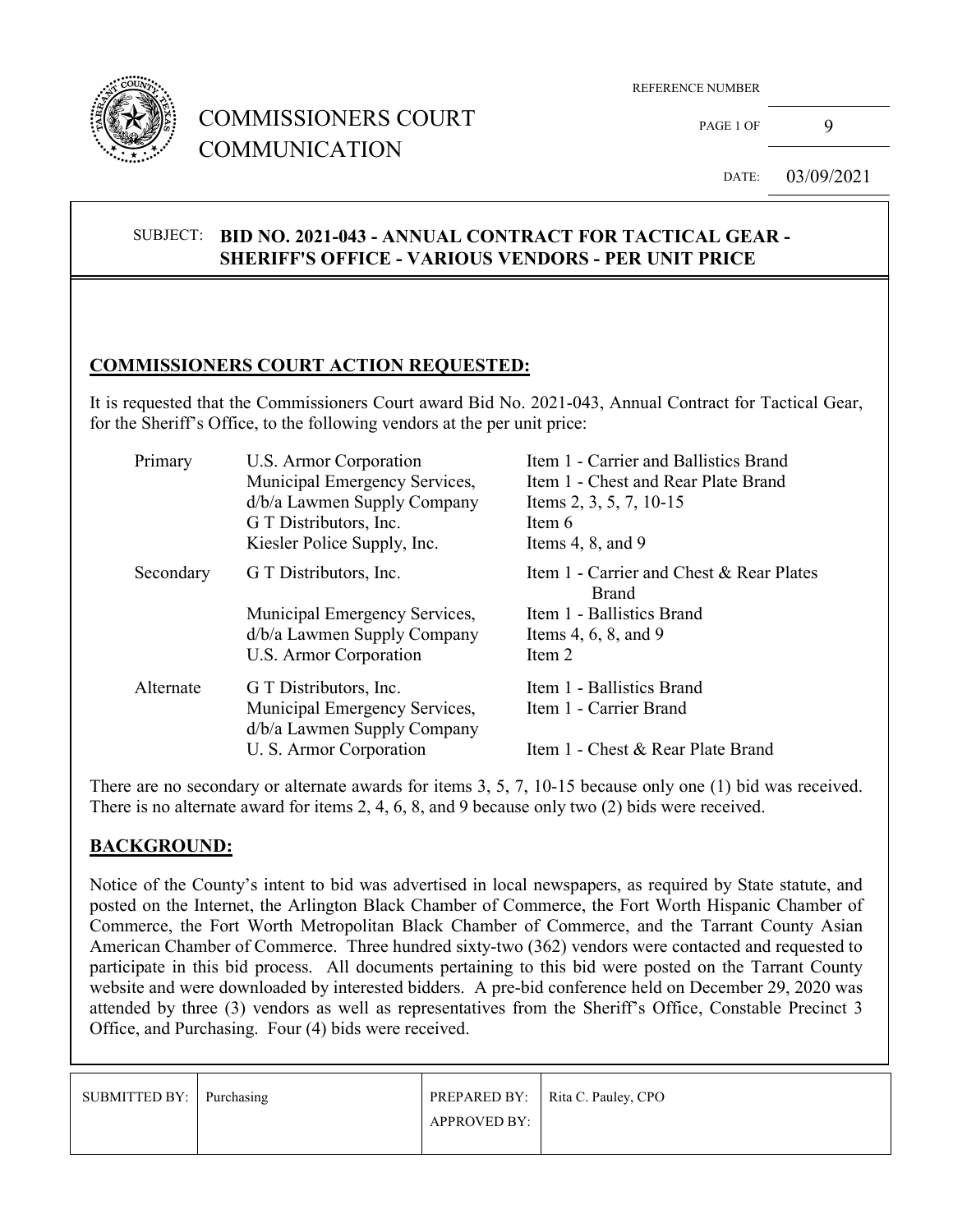# COMMISSIONERS COURT COMMUNICATION

REFERENCE NUMBER

PAGE 1 OF 9

DATE: 03/09/2021

SUBJECT: **BID NO. 2021-043 - ANNUAL CONTRACT FOR TACTICAL GEAR - SHERIFF'S OFFICE - VARIOUS VENDORS - PER UNIT PRICE**

## COMMISSIONERS COURT ACTION REQUESTED:

It is requested that the Commissioners Court award Bid No. 2021-043, Annual Contract for Tactical Gear, for the Sheriff's Office, to the following vendors at the per unit price:

| | | |
|---|---|---|
| Primary | U.S. Armor Corporation | Item 1 - Carrier and Ballistics Brand |
| | Municipal Emergency Services, | Item 1 - Chest and Rear Plate Brand |
| | d/b/a Lawmen Supply Company | Items 2, 3, 5, 7, 10-15 |
| | G T Distributors, Inc. | Item 6 |
| | Kiesler Police Supply, Inc. | Items 4, 8, and 9 |
| Secondary | G T Distributors, Inc. | Item 1 - Carrier and Chest & Rear Plates Brand |
| | Municipal Emergency Services, | Item 1 - Ballistics Brand |
| | d/b/a Lawmen Supply Company | Items 4, 6, 8, and 9 |
| | U.S. Armor Corporation | Item 2 |
| Alternate | G T Distributors, Inc. | Item 1 - Ballistics Brand |
| | Municipal Emergency Services, d/b/a Lawmen Supply Company | Item 1 - Carrier Brand |
| | U. S. Armor Corporation | Item 1 - Chest & Rear Plate Brand |

There are no secondary or alternate awards for items 3, 5, 7, 10-15 because only one (1) bid was received. There is no alternate award for items 2, 4, 6, 8, and 9 because only two (2) bids were received.

## BACKGROUND:

Notice of the County's intent to bid was advertised in local newspapers, as required by State statute, and posted on the Internet, the Arlington Black Chamber of Commerce, the Fort Worth Hispanic Chamber of Commerce, the Fort Worth Metropolitan Black Chamber of Commerce, and the Tarrant County Asian American Chamber of Commerce. Three hundred sixty-two (362) vendors were contacted and requested to participate in this bid process. All documents pertaining to this bid were posted on the Tarrant County website and were downloaded by interested bidders. A pre-bid conference held on December 29, 2020 was attended by three (3) vendors as well as representatives from the Sheriff's Office, Constable Precinct 3 Office, and Purchasing. Four (4) bids were received.

| | | | |
|---|---|---|---|
| SUBMITTED BY: | Purchasing | PREPARED BY: | Rita C. Pauley, CPO |
| | | APPROVED BY: | |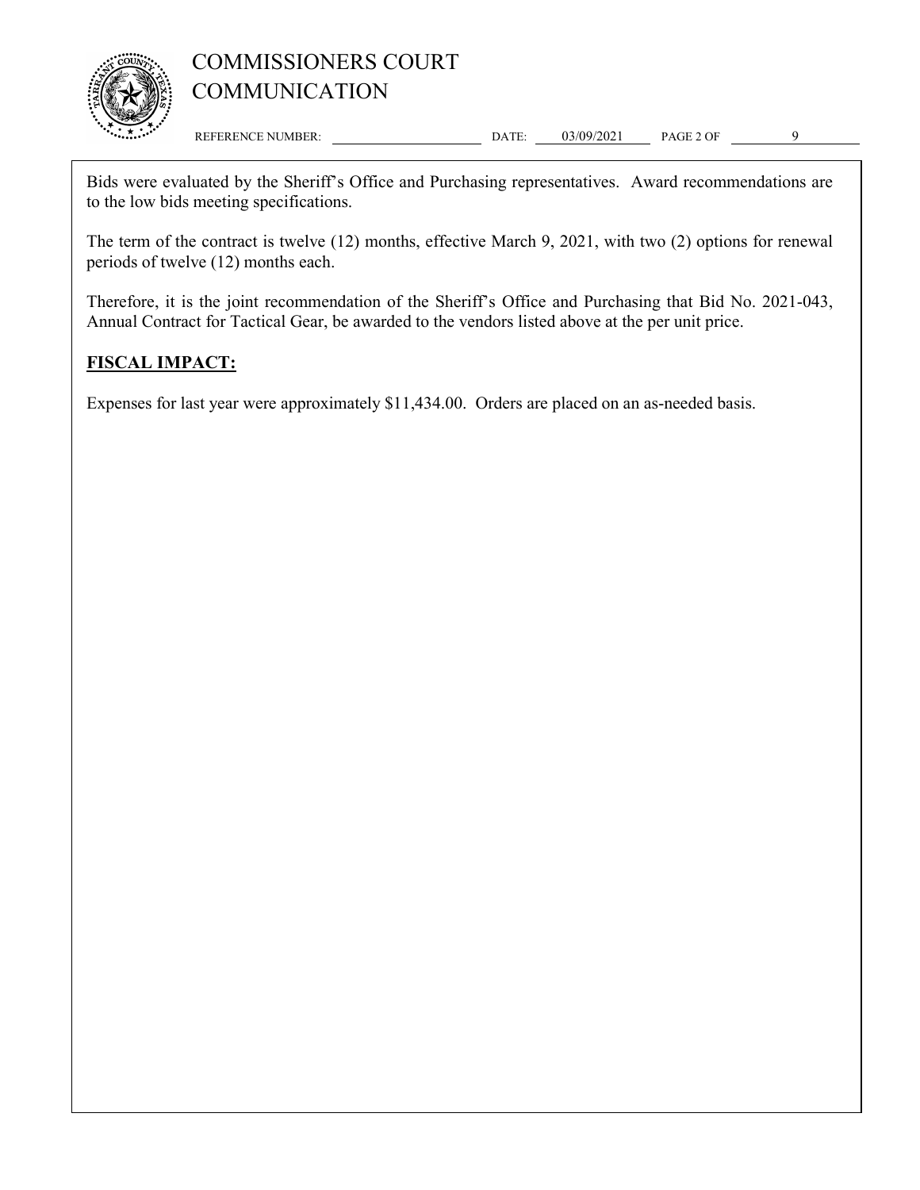Bids were evaluated by the Sheriff's Office and Purchasing representatives. Award recommendations are to the low bids meeting specifications.

The term of the contract is twelve (12) months, effective March 9, 2021, with two (2) options for renewal periods of twelve (12) months each.

Therefore, it is the joint recommendation of the Sheriff's Office and Purchasing that Bid No. 2021-043, Annual Contract for Tactical Gear, be awarded to the vendors listed above at the per unit price.

## FISCAL IMPACT:

Expenses for last year were approximately $11,434.00. Orders are placed on an as-needed basis.